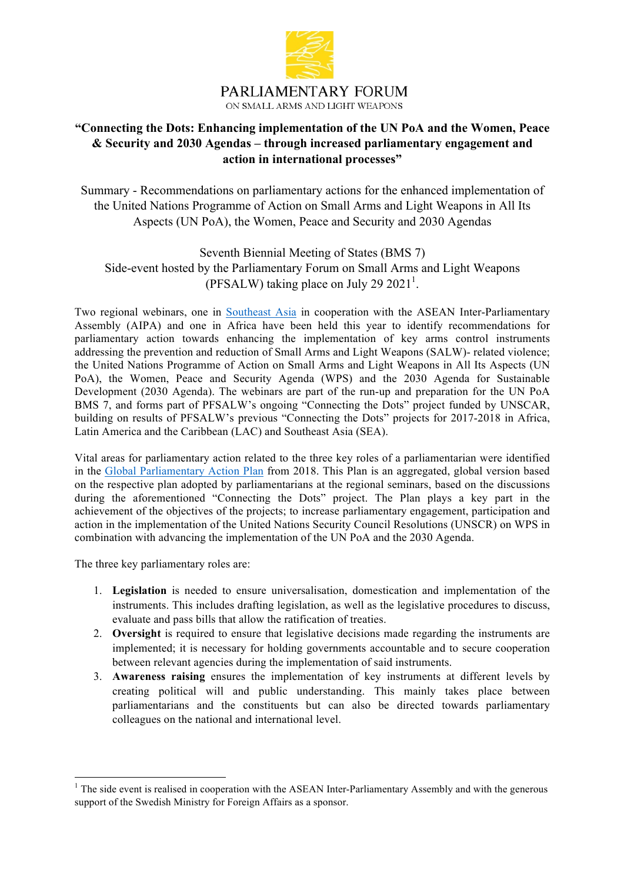# PARLIAMENTARY FORUM

ON SMALL ARMS AND LIGHT WEAPONS

## "Connecting the Dots: Enhancing implementation of the UN PoA and the Women, Peace & Security and 2030 Agendas – through increased parliamentary engagement and action in international processes"

Summary - Recommendations on parliamentary actions for the enhanced implementation of the United Nations Programme of Action on Small Arms and Light Weapons in All Its Aspects (UN PoA), the Women, Peace and Security and 2030 Agendas

Seventh Biennial Meeting of States (BMS 7)
Side-event hosted by the Parliamentary Forum on Small Arms and Light Weapons (PFSALW) taking place on July 29 2021[1].

Two regional webinars, one in Southeast Asia in cooperation with the ASEAN Inter-Parliamentary Assembly (AIPA) and one in Africa have been held this year to identify recommendations for parliamentary action towards enhancing the implementation of key arms control instruments addressing the prevention and reduction of Small Arms and Light Weapons (SALW)- related violence; the United Nations Programme of Action on Small Arms and Light Weapons in All Its Aspects (UN PoA), the Women, Peace and Security Agenda (WPS) and the 2030 Agenda for Sustainable Development (2030 Agenda). The webinars are part of the run-up and preparation for the UN PoA BMS 7, and forms part of PFSALW's ongoing "Connecting the Dots" project funded by UNSCAR, building on results of PFSALW's previous "Connecting the Dots" projects for 2017-2018 in Africa, Latin America and the Caribbean (LAC) and Southeast Asia (SEA).

Vital areas for parliamentary action related to the three key roles of a parliamentarian were identified in the Global Parliamentary Action Plan from 2018. This Plan is an aggregated, global version based on the respective plan adopted by parliamentarians at the regional seminars, based on the discussions during the aforementioned "Connecting the Dots" project. The Plan plays a key part in the achievement of the objectives of the projects; to increase parliamentary engagement, participation and action in the implementation of the United Nations Security Council Resolutions (UNSCR) on WPS in combination with advancing the implementation of the UN PoA and the 2030 Agenda.

The three key parliamentary roles are:

1. **Legislation** is needed to ensure universalisation, domestication and implementation of the instruments. This includes drafting legislation, as well as the legislative procedures to discuss, evaluate and pass bills that allow the ratification of treaties.
2. **Oversight** is required to ensure that legislative decisions made regarding the instruments are implemented; it is necessary for holding governments accountable and to secure cooperation between relevant agencies during the implementation of said instruments.
3. **Awareness raising** ensures the implementation of key instruments at different levels by creating political will and public understanding. This mainly takes place between parliamentarians and the constituents but can also be directed towards parliamentary colleagues on the national and international level.

---

[1] The side event is realised in cooperation with the ASEAN Inter-Parliamentary Assembly and with the generous support of the Swedish Ministry for Foreign Affairs as a sponsor.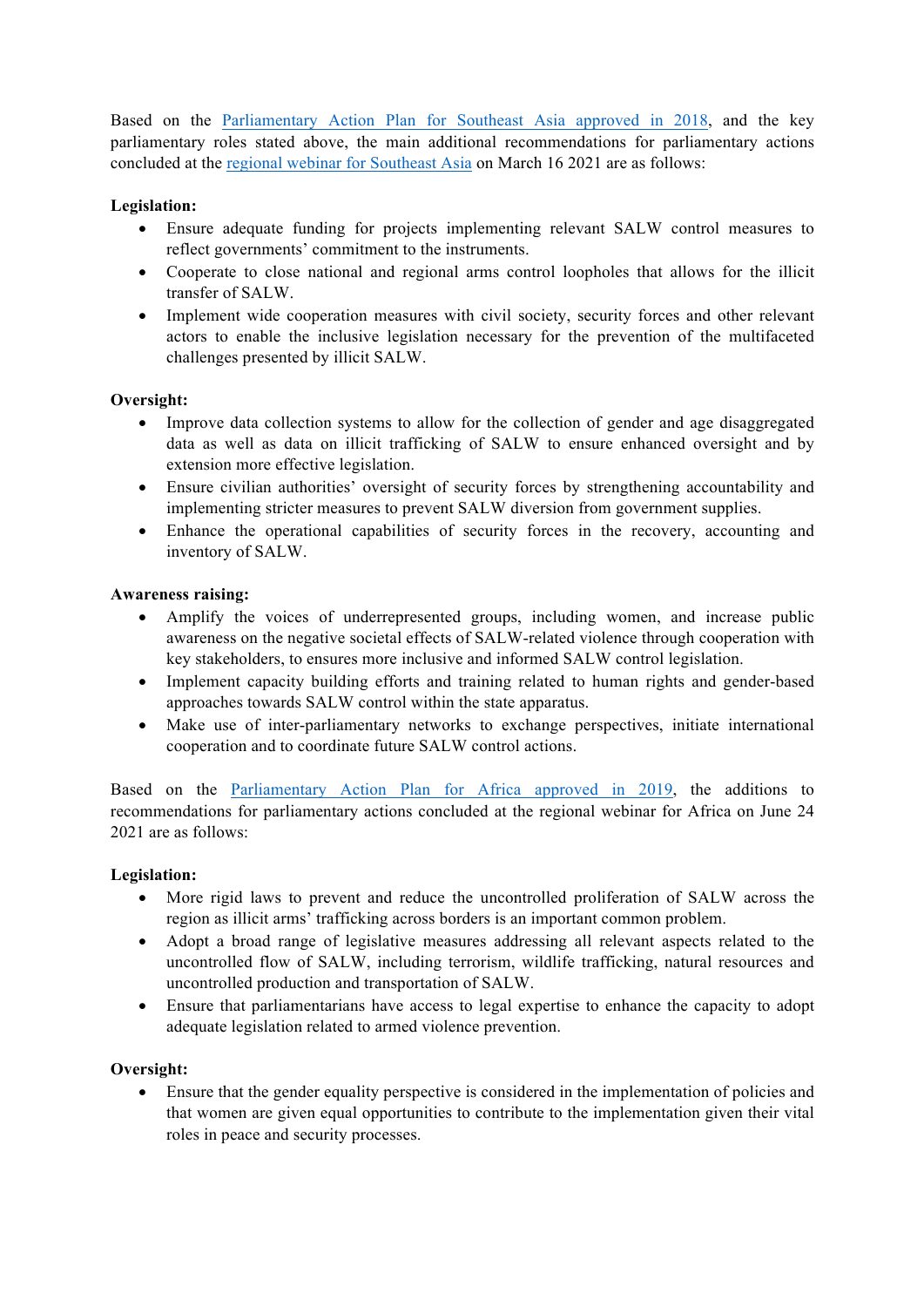Based on the [Parliamentary Action Plan for Southeast Asia approved in 2018](), and the key parliamentary roles stated above, the main additional recommendations for parliamentary actions concluded at the [regional webinar for Southeast Asia]() on March 16 2021 are as follows:

**Legislation:**

- Ensure adequate funding for projects implementing relevant SALW control measures to reflect governments' commitment to the instruments.
- Cooperate to close national and regional arms control loopholes that allows for the illicit transfer of SALW.
- Implement wide cooperation measures with civil society, security forces and other relevant actors to enable the inclusive legislation necessary for the prevention of the multifaceted challenges presented by illicit SALW.

**Oversight:**

- Improve data collection systems to allow for the collection of gender and age disaggregated data as well as data on illicit trafficking of SALW to ensure enhanced oversight and by extension more effective legislation.
- Ensure civilian authorities' oversight of security forces by strengthening accountability and implementing stricter measures to prevent SALW diversion from government supplies.
- Enhance the operational capabilities of security forces in the recovery, accounting and inventory of SALW.

**Awareness raising:**

- Amplify the voices of underrepresented groups, including women, and increase public awareness on the negative societal effects of SALW-related violence through cooperation with key stakeholders, to ensures more inclusive and informed SALW control legislation.
- Implement capacity building efforts and training related to human rights and gender-based approaches towards SALW control within the state apparatus.
- Make use of inter-parliamentary networks to exchange perspectives, initiate international cooperation and to coordinate future SALW control actions.

Based on the [Parliamentary Action Plan for Africa approved in 2019](), the additions to recommendations for parliamentary actions concluded at the regional webinar for Africa on June 24 2021 are as follows:

**Legislation:**

- More rigid laws to prevent and reduce the uncontrolled proliferation of SALW across the region as illicit arms' trafficking across borders is an important common problem.
- Adopt a broad range of legislative measures addressing all relevant aspects related to the uncontrolled flow of SALW, including terrorism, wildlife trafficking, natural resources and uncontrolled production and transportation of SALW.
- Ensure that parliamentarians have access to legal expertise to enhance the capacity to adopt adequate legislation related to armed violence prevention.

**Oversight:**

- Ensure that the gender equality perspective is considered in the implementation of policies and that women are given equal opportunities to contribute to the implementation given their vital roles in peace and security processes.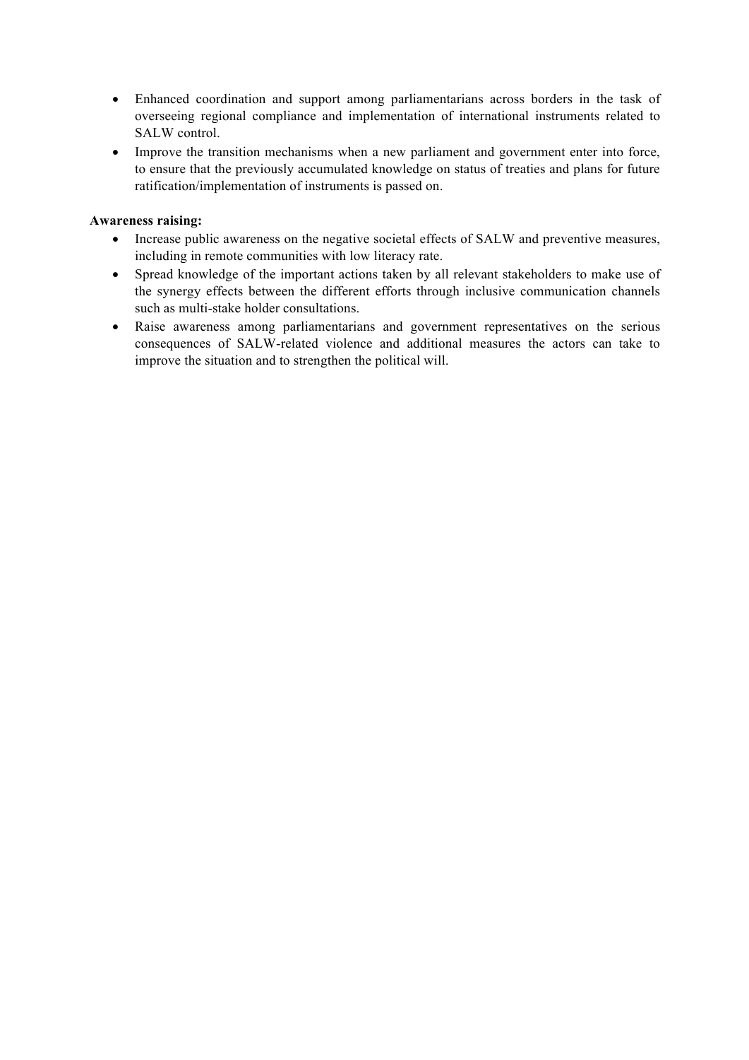- Enhanced coordination and support among parliamentarians across borders in the task of overseeing regional compliance and implementation of international instruments related to SALW control.
- Improve the transition mechanisms when a new parliament and government enter into force, to ensure that the previously accumulated knowledge on status of treaties and plans for future ratification/implementation of instruments is passed on.

**Awareness raising:**

- Increase public awareness on the negative societal effects of SALW and preventive measures, including in remote communities with low literacy rate.
- Spread knowledge of the important actions taken by all relevant stakeholders to make use of the synergy effects between the different efforts through inclusive communication channels such as multi-stake holder consultations.
- Raise awareness among parliamentarians and government representatives on the serious consequences of SALW-related violence and additional measures the actors can take to improve the situation and to strengthen the political will.